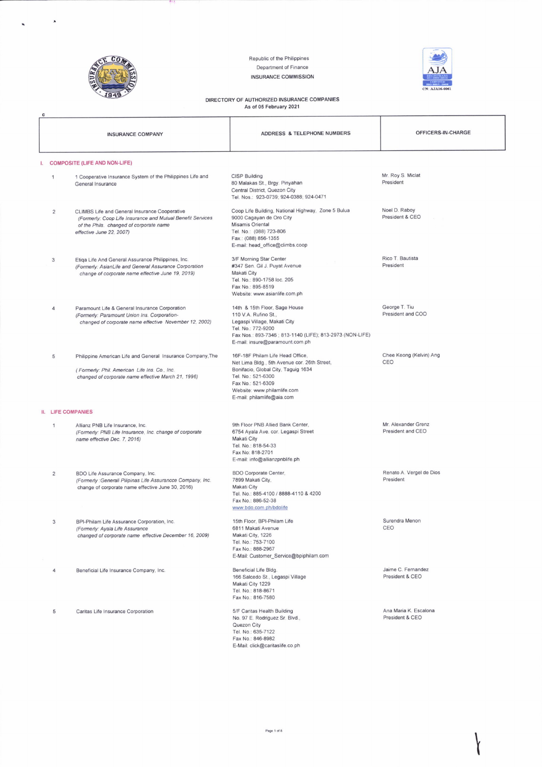Republic of the Philippines
Department of Finance
INSURANCE COMMISSION

DIRECTORY OF AUTHORIZED INSURANCE COMPANIES
As of 05 February 2021

| | INSURANCE COMPANY | ADDRESS & TELEPHONE NUMBERS | OFFICERS-IN-CHARGE |
|---|---|---|---|
| **I. COMPOSITE (LIFE AND NON-LIFE)** | | | |
| 1 | 1 Cooperative Insurance System of the Philippines Life and General Insurance | CISP Building<br>80 Malakas St., Brgy. Pinyahan<br>Central District, Quezon City<br>Tel. Nos.: 923-0739; 924-0388; 924-0471 | Mr. Roy S. Miclat<br>President |
| 2 | CLIMBS Life and General Insurance Cooperative<br>*(Formerly: Coop Life Insurance and Mutual Benefit Services of the Phils. changed of corporate name effective June 22, 2007)* | Coop Life Building, National Highway, Zone 5 Bulua<br>9000 Cagayan de Oro City<br>Misamis Oriental<br>Tel. No.: (088) 723-806<br>Fax.: (088) 856-1355<br>E-mail: head_office@climbs.coop | Noel D. Raboy<br>President & CEO |
| 3 | Etiqa Life And General Assurance Philippines, Inc.<br>*(Formerly: AsianLife and General Assurance Corporation change of corporate name effective June 19, 2019)* | 3/F Morning Star Center<br>#347 Sen. Gil J. Puyat Avenue<br>Makati City<br>Tel. No.: 890-1758 loc. 205<br>Fax No.: 895-8519<br>Website: www.asianlife.com.ph | Rico T. Bautista<br>President |
| 4 | Paramount Life & General Insurance Corporation<br>*(Formerly: Paramount Union Ins. Corporation- changed of corporate name effective November 12, 2002)* | 14th & 15th Floor, Sage House<br>110 V.A. Rufino St.,<br>Legaspi Village, Makati City<br>Tel. No.: 772-9200<br>Fax Nos.: 893-7346 ; 813-1140 (LIFE); 813-2973 (NON-LIFE)<br>E-mail: insure@paramount.com.ph | George T. Tiu<br>President and COO |
| 5 | Philippine American Life and General Insurance Company,The<br>*( Formerly: Phil. American Life Ins. Co., Inc. changed of corporate name effective March 21, 1996)* | 16F-18F Philam Life Head Office,<br>Net Lima Bldg., 5th Avenue cor. 26th Street,<br>Bonifacio, Global City, Taguig 1634<br>Tel. No.: 521-6300<br>Fax No.: 521-6309<br>Website: www.philamlife.com<br>E-mail: philamlife@aia.com | Chee Keong (Kelvin) Ang<br>CEO |
| **II. LIFE COMPANIES** | | | |
| 1 | Allianz PNB Life Insurance, Inc.<br>*(Formerly: PNB Life Insurance, Inc. change of corporate name effective Dec. 7, 2016)* | 9th Floor PNB Allied Bank Center,<br>6754 Ayala Ave. cor. Legaspi Street<br>Makati City<br>Tel. No.: 818-54-33<br>Fax No: 818-2701<br>E-mail: info@allianzpnblife.ph | Mr. Alexander Grenz<br>President and CEO |
| 2 | BDO Life Assurance Company, Inc.<br>*(Formerly :Generali Pilipinas Life Assurancce Company, Inc. change of corporate name effective June 30, 2016)* | BDO Corporate Center,<br>7899 Makati City,<br>Makati City<br>Tel. No.: 885-4100 / 8888-4110 & 4200<br>Fax No.: 886-52-38<br>www.bdo.com.ph/bdolife | Renato A. Vergel de Dios<br>President |
| 3 | BPI-Philam Life Assurance Corporation, Inc.<br>*(Formerly: Ayala Life Assurance changed of corporate name effective December 16, 2009)* | 15th Floor, BPI-Philam Life<br>6811 Makati Avenue<br>Makati City, 1226<br>Tel. No.: 753-7100<br>Fax No.: 888-2967<br>E-Mail: Customer_Service@bpiphilam.com | Surendra Menon<br>CEO |
| 4 | Beneficial Life Insurance Company, Inc. | Beneficial Life Bldg.<br>166 Salcedo St., Legaspi Village<br>Makati City 1229<br>Tel. No.: 818-8671<br>Fax No.: 816-7580 | Jaime C. Fernandez<br>President & CEO |
| 5 | Caritas Life Insurance Corporation | 5/F Caritas Health Building<br>No. 97 E. Rodriguez Sr. Blvd.,<br>Quezon City<br>Tel. No.: 635-7122<br>Fax No.: 846-8982<br>E-Mail: click@caritaslife.co.ph | Ana Maria K. Escalona<br>President & CEO |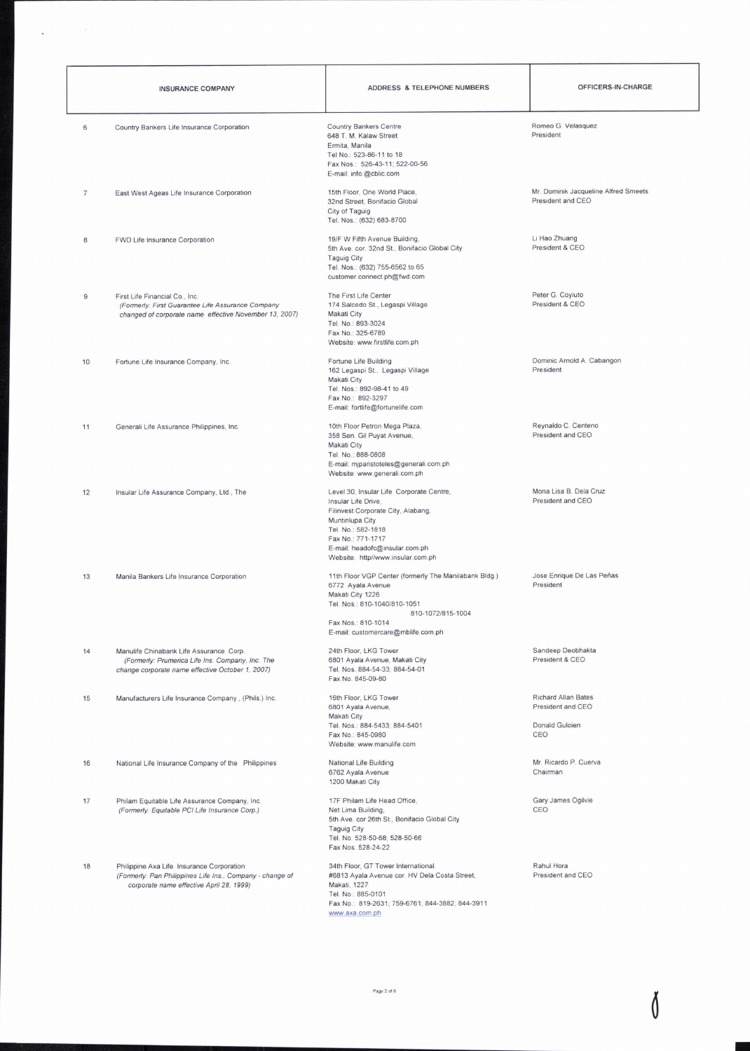| | INSURANCE COMPANY | ADDRESS & TELEPHONE NUMBERS | OFFICERS-IN-CHARGE |
|---|---|---|---|
| 6 | Country Bankers Life Insurance Corporation | Country Bankers Centre<br>648 T. M. Kalaw Street<br>Ermita, Manila<br>Tel No.: 523-86-11 to 18<br>Fax Nos.: 526-43-11; 522-00-56<br>E-mail: info.@cblic.com | Romeo G. Velasquez<br>President |
| 7 | East West Ageas Life Insurance Corporation | 15th Floor, One World Place,<br>32nd Street, Bonifacio Global<br>City of Taguig<br>Tel. Nos.: (632) 683-8700 | Mr. Dominik Jacqueline Alfred Smeets<br>President and CEO |
| 8 | FWD Life Insurance Corporation | 19/F W Fifth Avenue Building,<br>5th Ave. cor. 32nd St., Bonifacio Global City<br>Taguig City<br>Tel. Nos.: (632) 755-6562 to 65<br>customer connect.ph@fwd.com | Li Hao Zhuang<br>President & CEO |
| 9 | First Life Financial Co., Inc.<br>*(Formerly: First Guarantee Life Assurance Company changed of corporate name effective November 13, 2007)* | The First Life Center<br>174 Salcedo St., Legaspi Village<br>Makati City<br>Tel. No.: 893-3024<br>Fax No.: 325-6789<br>Website: www.firstlife.com.ph | Peter G. Coyiuto<br>President & CEO |
| 10 | Fortune Life Insurance Company, Inc. | Fortune Life Building<br>162 Legaspi St., Legaspi Village<br>Makati City<br>Tel. Nos.: 892-98-41 to 49<br>Fax No.: 892-3297<br>E-mail: fortlife@fortunelife.com | Dominic Arnold A. Cabangon<br>President |
| 11 | Generali Life Assurance Philippines, Inc. | 10th Floor Petron Mega Plaza,<br>358 Sen. Gil Puyat Avenue,<br>Makati City<br>Tel. No.: 888-0808<br>E-mail: mjparistoteles@generali.com.ph<br>Website: www.generali.com.ph | Reynaldo C. Centeno<br>President and CEO |
| 12 | Insular Life Assurance Company, Ltd., The | Level 30, Insular Life Corporate Centre,<br>Insular Life Drive,<br>Filinvest Corporate City, Alabang,<br>Muntinlupa City<br>Tel. No.: 582-1818<br>Fax No.: 771-1717<br>E-mail: headofc@insular.com.ph<br>Website: http//www.insular.com.ph | Mona Lisa B. Dela Cruz<br>President and CEO |
| 13 | Manila Bankers Life Insurance Corporation | 11th Floor VGP Center (formerly The Manilabank Bldg.)<br>6772 Ayala Avenue<br>Makati City 1226<br>Tel. Nos.: 810-1040/810-1051<br>810-1072/815-1004<br>Fax Nos.: 810-1014<br>E-mail: customercare@mblife.com.ph | Jose Enrique De Las Peñas<br>President |
| 14 | Manulife Chinabank Life Assurance Corp.<br>*(Formerly: Prumerica Life Ins. Company, Inc. The change corporate name effective October 1, 2007)* | 24th Floor, LKG Tower<br>6801 Ayala Avenue, Makati City<br>Tel. Nos. 884-54-33; 884-54-01<br>Fax No. 845-09-80 | Sandeep Deobhakta<br>President & CEO |
| 15 | Manufacturers Life Insurance Company , (Phils.) Inc. | 16th Floor, LKG Tower<br>6801 Ayala Avenue,<br>Makati City<br>Tel. Nos.: 884-5433; 884-5401<br>Fax No.: 845-0980<br>Website: www.manulife.com | Richard Allan Bates<br>President and CEO<br><br>Donald Guloien<br>CEO |
| 16 | National Life Insurance Company of the Philippines | National Life Building<br>6762 Ayala Avenue<br>1200 Makati City | Mr. Ricardo P. Cuerva<br>Chairman |
| 17 | Philam Equitable Life Assurance Company, Inc.<br>*(Formerly: Equitable PCI Life Insurance Corp.)* | 17F Philam Life Head Office,<br>Net Lima Building,<br>5th Ave. cor 26th St., Bonifacio Global City<br>Taguig City<br>Tel. No. 528-50-68; 528-50-66<br>Fax Nos. 528-24-22 | Gary James Ogilvie<br>CEO |
| 18 | Philippine Axa Life Insurance Corporation<br>*(Formerly: Pan Philippines Life Ins., Company - change of corporate name effective April 28, 1999)* | 34th Floor, GT Tower International,<br>#6813 Ayala Avenue cor. HV Dela Costa Street,<br>Makati, 1227<br>Tel. No.: 885-0101<br>Fax No.: 819-2631; 759-6761; 844-3882; 844-3911<br>www.axa.com.ph | Rahul Hora<br>President and CEO |